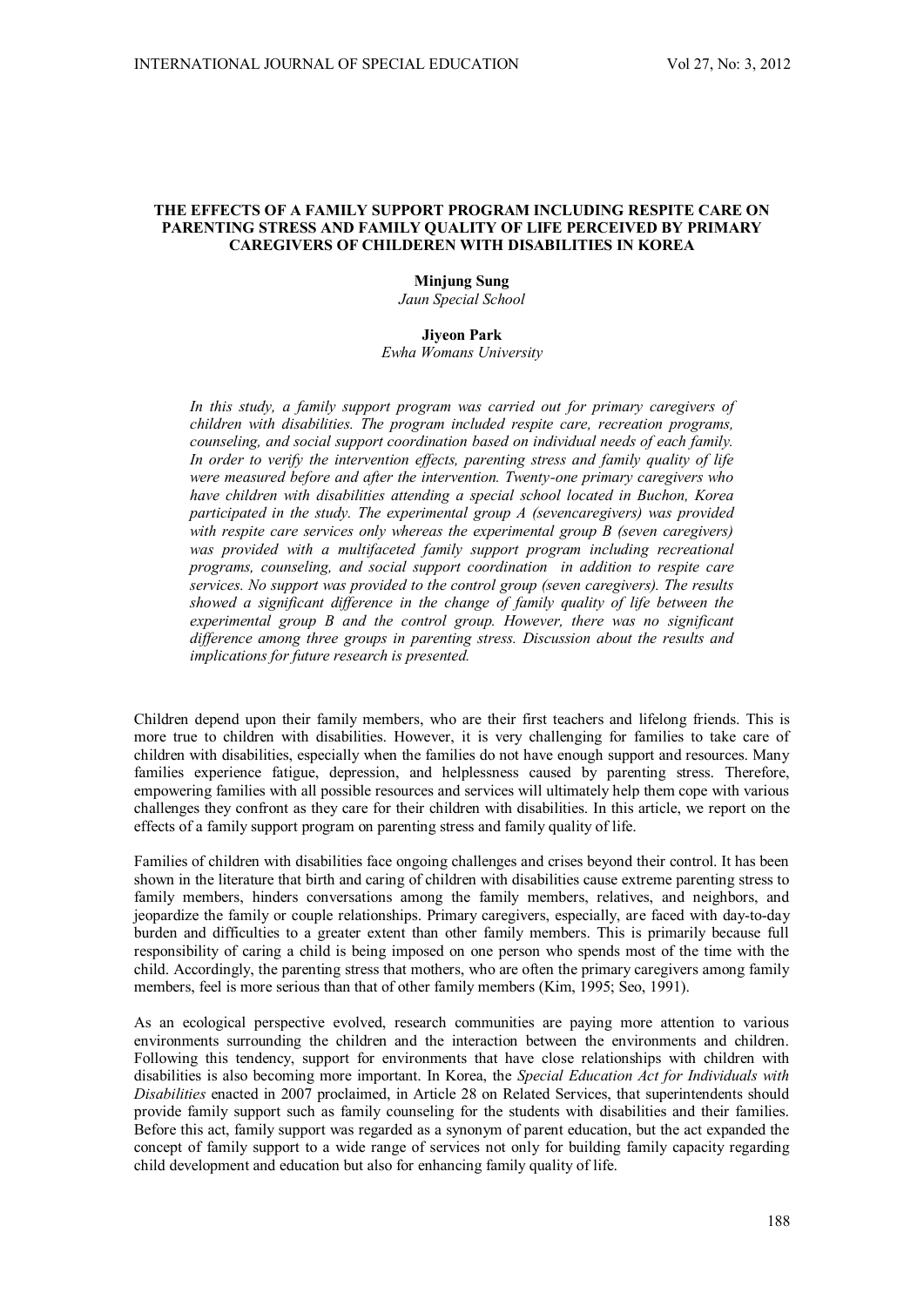# THE EFFECTS OF A FAMILY SUPPORT PROGRAM INCLUDING RESPITE CARE ON PARENTING STRESS AND FAMILY QUALITY OF LIFE PERCEIVED BY PRIMARY CAREGIVERS OF CHILDEREN WITH DISABILITIES IN KOREA

**Minjung Sung**
*Jaun Special School*

**Jiyeon Park**
*Ewha Womans University*

*In this study, a family support program was carried out for primary caregivers of children with disabilities. The program included respite care, recreation programs, counseling, and social support coordination based on individual needs of each family. In order to verify the intervention effects, parenting stress and family quality of life were measured before and after the intervention. Twenty-one primary caregivers who have children with disabilities attending a special school located in Buchon, Korea participated in the study. The experimental group A (sevencaregivers) was provided with respite care services only whereas the experimental group B (seven caregivers) was provided with a multifaceted family support program including recreational programs, counseling, and social support coordination in addition to respite care services. No support was provided to the control group (seven caregivers). The results showed a significant difference in the change of family quality of life between the experimental group B and the control group. However, there was no significant difference among three groups in parenting stress. Discussion about the results and implications for future research is presented.*

Children depend upon their family members, who are their first teachers and lifelong friends. This is more true to children with disabilities. However, it is very challenging for families to take care of children with disabilities, especially when the families do not have enough support and resources. Many families experience fatigue, depression, and helplessness caused by parenting stress. Therefore, empowering families with all possible resources and services will ultimately help them cope with various challenges they confront as they care for their children with disabilities. In this article, we report on the effects of a family support program on parenting stress and family quality of life.

Families of children with disabilities face ongoing challenges and crises beyond their control. It has been shown in the literature that birth and caring of children with disabilities cause extreme parenting stress to family members, hinders conversations among the family members, relatives, and neighbors, and jeopardize the family or couple relationships. Primary caregivers, especially, are faced with day-to-day burden and difficulties to a greater extent than other family members. This is primarily because full responsibility of caring a child is being imposed on one person who spends most of the time with the child. Accordingly, the parenting stress that mothers, who are often the primary caregivers among family members, feel is more serious than that of other family members (Kim, 1995; Seo, 1991).

As an ecological perspective evolved, research communities are paying more attention to various environments surrounding the children and the interaction between the environments and children. Following this tendency, support for environments that have close relationships with children with disabilities is also becoming more important. In Korea, the *Special Education Act for Individuals with Disabilities* enacted in 2007 proclaimed, in Article 28 on Related Services, that superintendents should provide family support such as family counseling for the students with disabilities and their families. Before this act, family support was regarded as a synonym of parent education, but the act expanded the concept of family support to a wide range of services not only for building family capacity regarding child development and education but also for enhancing family quality of life.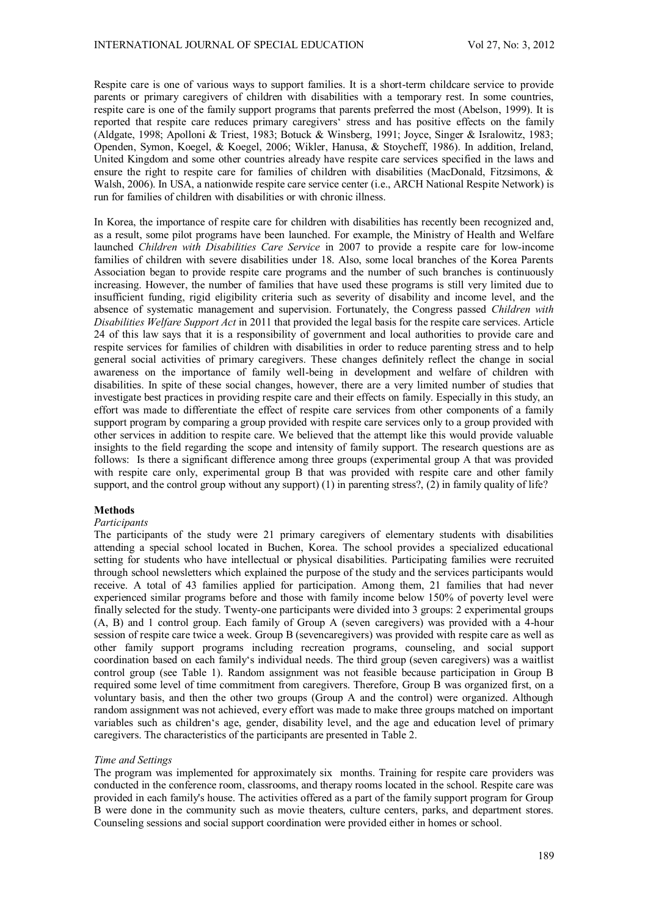Respite care is one of various ways to support families. It is a short-term childcare service to provide parents or primary caregivers of children with disabilities with a temporary rest. In some countries, respite care is one of the family support programs that parents preferred the most (Abelson, 1999). It is reported that respite care reduces primary caregivers' stress and has positive effects on the family (Aldgate, 1998; Apolloni & Triest, 1983; Botuck & Winsberg, 1991; Joyce, Singer & Isralowitz, 1983; Openden, Symon, Koegel, & Koegel, 2006; Wikler, Hanusa, & Stoycheff, 1986). In addition, Ireland, United Kingdom and some other countries already have respite care services specified in the laws and ensure the right to respite care for families of children with disabilities (MacDonald, Fitzsimons, & Walsh, 2006). In USA, a nationwide respite care service center (i.e., ARCH National Respite Network) is run for families of children with disabilities or with chronic illness.

In Korea, the importance of respite care for children with disabilities has recently been recognized and, as a result, some pilot programs have been launched. For example, the Ministry of Health and Welfare launched *Children with Disabilities Care Service* in 2007 to provide a respite care for low-income families of children with severe disabilities under 18. Also, some local branches of the Korea Parents Association began to provide respite care programs and the number of such branches is continuously increasing. However, the number of families that have used these programs is still very limited due to insufficient funding, rigid eligibility criteria such as severity of disability and income level, and the absence of systematic management and supervision. Fortunately, the Congress passed *Children with Disabilities Welfare Support Act* in 2011 that provided the legal basis for the respite care services. Article 24 of this law says that it is a responsibility of government and local authorities to provide care and respite services for families of children with disabilities in order to reduce parenting stress and to help general social activities of primary caregivers. These changes definitely reflect the change in social awareness on the importance of family well-being in development and welfare of children with disabilities. In spite of these social changes, however, there are a very limited number of studies that investigate best practices in providing respite care and their effects on family. Especially in this study, an effort was made to differentiate the effect of respite care services from other components of a family support program by comparing a group provided with respite care services only to a group provided with other services in addition to respite care. We believed that the attempt like this would provide valuable insights to the field regarding the scope and intensity of family support. The research questions are as follows: Is there a significant difference among three groups (experimental group A that was provided with respite care only, experimental group B that was provided with respite care and other family support, and the control group without any support) (1) in parenting stress?, (2) in family quality of life?

## Methods

### *Participants*

The participants of the study were 21 primary caregivers of elementary students with disabilities attending a special school located in Buchen, Korea. The school provides a specialized educational setting for students who have intellectual or physical disabilities. Participating families were recruited through school newsletters which explained the purpose of the study and the services participants would receive. A total of 43 families applied for participation. Among them, 21 families that had never experienced similar programs before and those with family income below 150% of poverty level were finally selected for the study. Twenty-one participants were divided into 3 groups: 2 experimental groups (A, B) and 1 control group. Each family of Group A (seven caregivers) was provided with a 4-hour session of respite care twice a week. Group B (sevencaregivers) was provided with respite care as well as other family support programs including recreation programs, counseling, and social support coordination based on each family's individual needs. The third group (seven caregivers) was a waitlist control group (see Table 1). Random assignment was not feasible because participation in Group B required some level of time commitment from caregivers. Therefore, Group B was organized first, on a voluntary basis, and then the other two groups (Group A and the control) were organized. Although random assignment was not achieved, every effort was made to make three groups matched on important variables such as children's age, gender, disability level, and the age and education level of primary caregivers. The characteristics of the participants are presented in Table 2.

### *Time and Settings*

The program was implemented for approximately six months. Training for respite care providers was conducted in the conference room, classrooms, and therapy rooms located in the school. Respite care was provided in each family's house. The activities offered as a part of the family support program for Group B were done in the community such as movie theaters, culture centers, parks, and department stores. Counseling sessions and social support coordination were provided either in homes or school.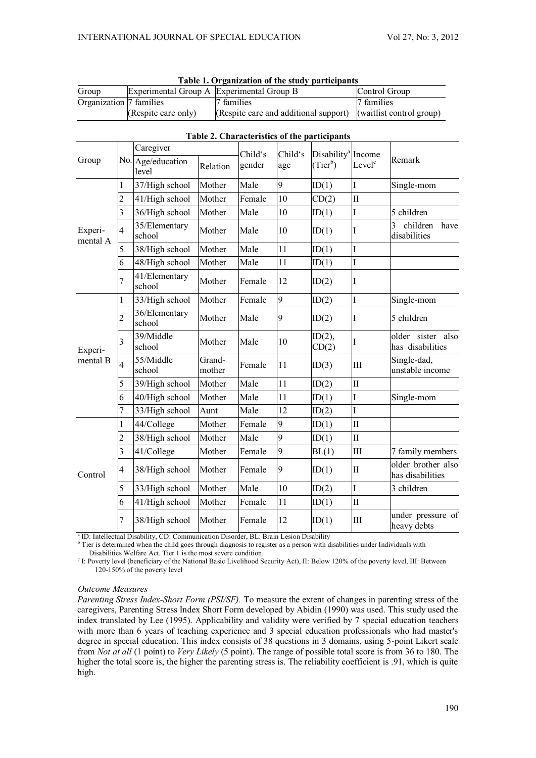**Table 1. Organization of the study participants**

| Group | Experimental Group A | Experimental Group B | Control Group |
|---|---|---|---|
| Organization | 7 families (Respite care only) | 7 families (Respite care and additional support) | 7 families (waitlist control group) |

**Table 2. Characteristics of the participants**

| Group | No. | Caregiver | | Child's gender | Child's age | Disability[a] (Tier[b]) | Income Level[c] | Remark |
|---|---|---|---|---|---|---|---|---|
| | | Age/education level | Relation | | | | | |
| Experimental A | 1 | 37/High school | Mother | Male | 9 | ID(1) | I | Single-mom |
| | 2 | 41/High school | Mother | Female | 10 | CD(2) | II | |
| | 3 | 36/High school | Mother | Male | 10 | ID(1) | I | 5 children |
| | 4 | 35/Elementary school | Mother | Male | 10 | ID(1) | I | 3 children have disabilities |
| | 5 | 38/High school | Mother | Male | 11 | ID(1) | I | |
| | 6 | 48/High school | Mother | Male | 11 | ID(1) | I | |
| | 7 | 41/Elementary school | Mother | Female | 12 | ID(2) | I | |
| Experimental B | 1 | 33/High school | Mother | Female | 9 | ID(2) | I | Single-mom |
| | 2 | 36/Elementary school | Mother | Male | 9 | ID(2) | I | 5 children |
| | 3 | 39/Middle school | Mother | Male | 10 | ID(2), CD(2) | I | older sister also has disabilities |
| | 4 | 55/Middle school | Grand-mother | Female | 11 | ID(3) | III | Single-dad, unstable income |
| | 5 | 39/High school | Mother | Male | 11 | ID(2) | II | |
| | 6 | 40/High school | Mother | Male | 11 | ID(1) | I | Single-mom |
| | 7 | 33/High school | Aunt | Male | 12 | ID(2) | I | |
| Control | 1 | 44/College | Mother | Female | 9 | ID(1) | II | |
| | 2 | 38/High school | Mother | Male | 9 | ID(1) | II | |
| | 3 | 41/College | Mother | Female | 9 | BL(1) | III | 7 family members |
| | 4 | 38/High school | Mother | Female | 9 | ID(1) | II | older brother also has disabilities |
| | 5 | 33/High school | Mother | Male | 10 | ID(2) | I | 3 children |
| | 6 | 41/High school | Mother | Female | 11 | ID(1) | II | |
| | 7 | 38/High school | Mother | Female | 12 | ID(1) | III | under pressure of heavy debts |

[a] ID: Intellectual Disability, CD: Communication Disorder, BL: Brain Lesion Disability
[b] Tier is determined when the child goes through diagnosis to register as a person with disabilities under Individuals with Disabilities Welfare Act. Tier 1 is the most severe condition.
[c] I: Poverty level (beneficiary of the National Basic Livelihood Security Act), II: Below 120% of the poverty level, III: Between 120-150% of the poverty level

*Outcome Measures*

*Parenting Stress Index-Short Form (PSI/SF).* To measure the extent of changes in parenting stress of the caregivers, Parenting Stress Index Short Form developed by Abidin (1990) was used. This study used the index translated by Lee (1995). Applicability and validity were verified by 7 special education teachers with more than 6 years of teaching experience and 3 special education professionals who had master's degree in special education. This index consists of 38 questions in 3 domains, using 5-point Likert scale from *Not at all* (1 point) to *Very Likely* (5 point). The range of possible total score is from 36 to 180. The higher the total score is, the higher the parenting stress is. The reliability coefficient is .91, which is quite high.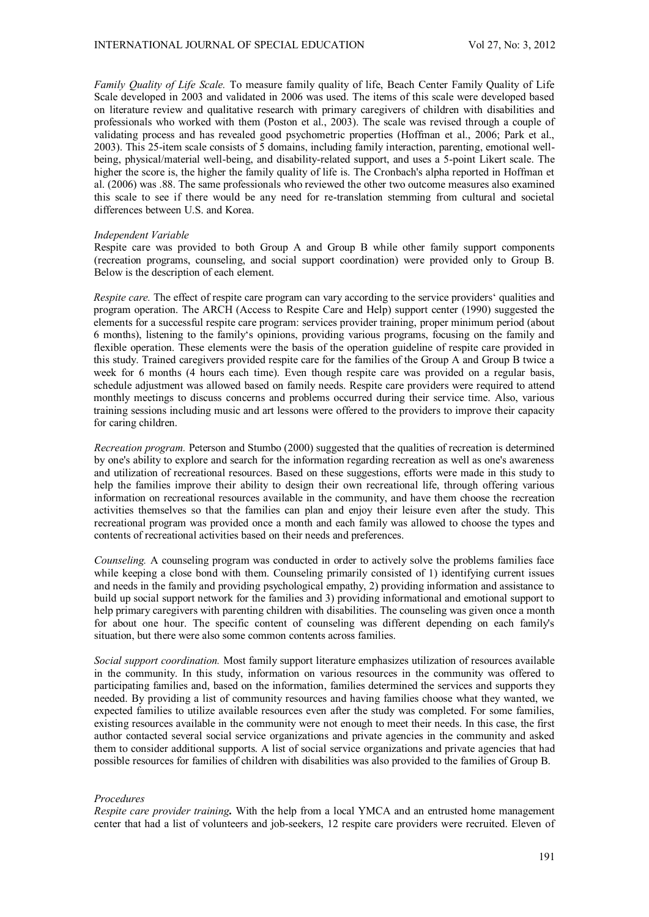*Family Quality of Life Scale.* To measure family quality of life, Beach Center Family Quality of Life Scale developed in 2003 and validated in 2006 was used. The items of this scale were developed based on literature review and qualitative research with primary caregivers of children with disabilities and professionals who worked with them (Poston et al., 2003). The scale was revised through a couple of validating process and has revealed good psychometric properties (Hoffman et al., 2006; Park et al., 2003). This 25-item scale consists of 5 domains, including family interaction, parenting, emotional well-being, physical/material well-being, and disability-related support, and uses a 5-point Likert scale. The higher the score is, the higher the family quality of life is. The Cronbach's alpha reported in Hoffman et al. (2006) was .88. The same professionals who reviewed the other two outcome measures also examined this scale to see if there would be any need for re-translation stemming from cultural and societal differences between U.S. and Korea.

*Independent Variable*

Respite care was provided to both Group A and Group B while other family support components (recreation programs, counseling, and social support coordination) were provided only to Group B. Below is the description of each element.

*Respite care.* The effect of respite care program can vary according to the service providers' qualities and program operation. The ARCH (Access to Respite Care and Help) support center (1990) suggested the elements for a successful respite care program: services provider training, proper minimum period (about 6 months), listening to the family's opinions, providing various programs, focusing on the family and flexible operation. These elements were the basis of the operation guideline of respite care provided in this study. Trained caregivers provided respite care for the families of the Group A and Group B twice a week for 6 months (4 hours each time). Even though respite care was provided on a regular basis, schedule adjustment was allowed based on family needs. Respite care providers were required to attend monthly meetings to discuss concerns and problems occurred during their service time. Also, various training sessions including music and art lessons were offered to the providers to improve their capacity for caring children.

*Recreation program.* Peterson and Stumbo (2000) suggested that the qualities of recreation is determined by one's ability to explore and search for the information regarding recreation as well as one's awareness and utilization of recreational resources. Based on these suggestions, efforts were made in this study to help the families improve their ability to design their own recreational life, through offering various information on recreational resources available in the community, and have them choose the recreation activities themselves so that the families can plan and enjoy their leisure even after the study. This recreational program was provided once a month and each family was allowed to choose the types and contents of recreational activities based on their needs and preferences.

*Counseling.* A counseling program was conducted in order to actively solve the problems families face while keeping a close bond with them. Counseling primarily consisted of 1) identifying current issues and needs in the family and providing psychological empathy, 2) providing information and assistance to build up social support network for the families and 3) providing informational and emotional support to help primary caregivers with parenting children with disabilities. The counseling was given once a month for about one hour. The specific content of counseling was different depending on each family's situation, but there were also some common contents across families.

*Social support coordination.* Most family support literature emphasizes utilization of resources available in the community. In this study, information on various resources in the community was offered to participating families and, based on the information, families determined the services and supports they needed. By providing a list of community resources and having families choose what they wanted, we expected families to utilize available resources even after the study was completed. For some families, existing resources available in the community were not enough to meet their needs. In this case, the first author contacted several social service organizations and private agencies in the community and asked them to consider additional supports. A list of social service organizations and private agencies that had possible resources for families of children with disabilities was also provided to the families of Group B.

*Procedures*

*Respite care provider training***.** With the help from a local YMCA and an entrusted home management center that had a list of volunteers and job-seekers, 12 respite care providers were recruited. Eleven of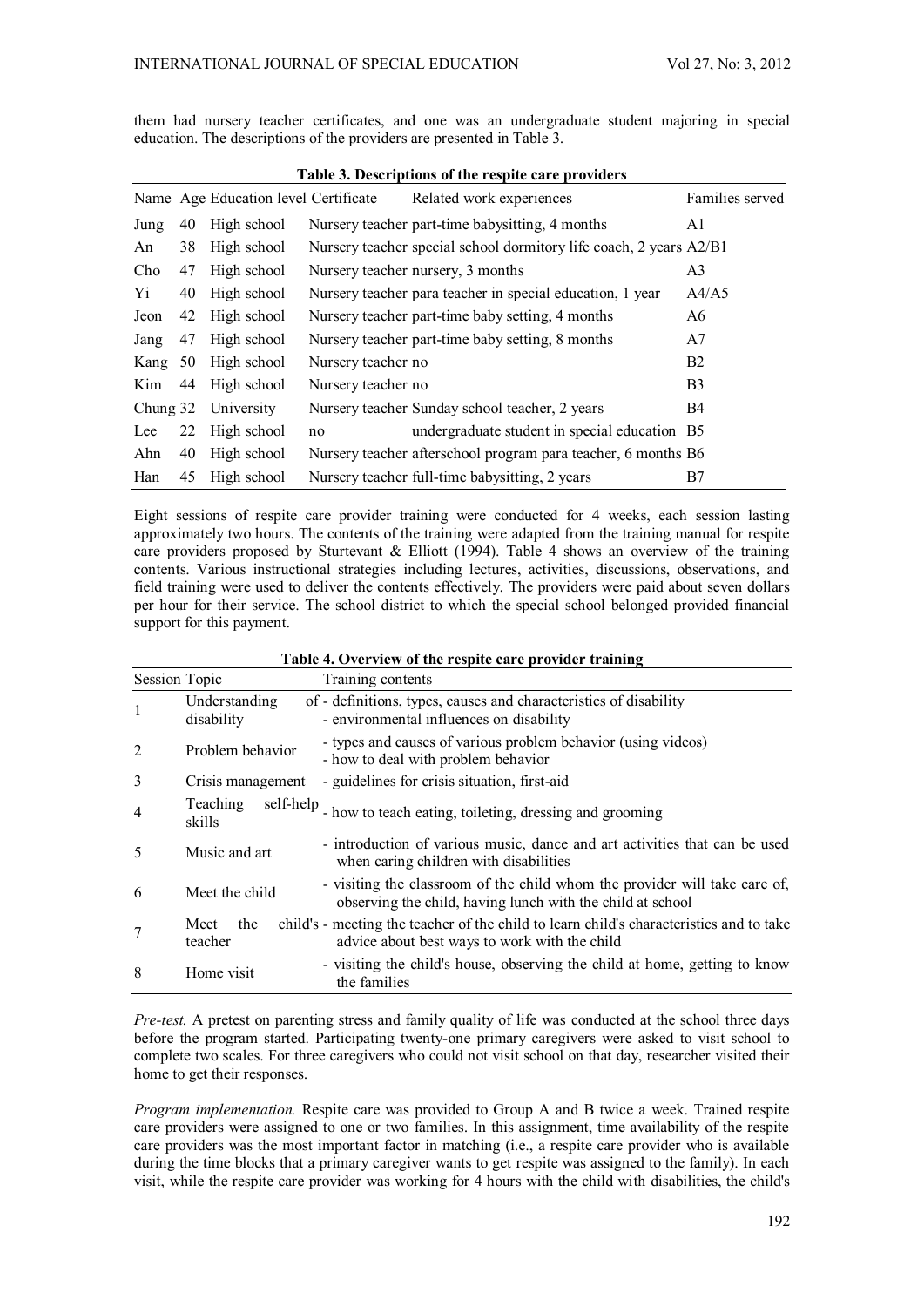them had nursery teacher certificates, and one was an undergraduate student majoring in special education. The descriptions of the providers are presented in Table 3.

**Table 3. Descriptions of the respite care providers**

| Name | Age | Education level | Certificate | Related work experiences | Families served |
|---|---|---|---|---|---|
| Jung | 40 | High school | Nursery teacher | part-time babysitting, 4 months | A1 |
| An | 38 | High school | Nursery teacher | special school dormitory life coach, 2 years | A2/B1 |
| Cho | 47 | High school | Nursery teacher | nursery, 3 months | A3 |
| Yi | 40 | High school | Nursery teacher | para teacher in special education, 1 year | A4/A5 |
| Jeon | 42 | High school | Nursery teacher | part-time baby setting, 4 months | A6 |
| Jang | 47 | High school | Nursery teacher | part-time baby setting, 8 months | A7 |
| Kang | 50 | High school | Nursery teacher | no | B2 |
| Kim | 44 | High school | Nursery teacher | no | B3 |
| Chung | 32 | University | Nursery teacher | Sunday school teacher, 2 years | B4 |
| Lee | 22 | High school | no | undergraduate student in special education | B5 |
| Ahn | 40 | High school | Nursery teacher | afterschool program para teacher, 6 months | B6 |
| Han | 45 | High school | Nursery teacher | full-time babysitting, 2 years | B7 |

Eight sessions of respite care provider training were conducted for 4 weeks, each session lasting approximately two hours. The contents of the training were adapted from the training manual for respite care providers proposed by Sturtevant & Elliott (1994). Table 4 shows an overview of the training contents. Various instructional strategies including lectures, activities, discussions, observations, and field training were used to deliver the contents effectively. The providers were paid about seven dollars per hour for their service. The school district to which the special school belonged provided financial support for this payment.

**Table 4. Overview of the respite care provider training**

| Session | Topic | Training contents |
|---|---|---|
| 1 | Understanding of disability | - definitions, types, causes and characteristics of disability<br>- environmental influences on disability |
| 2 | Problem behavior | - types and causes of various problem behavior (using videos)<br>- how to deal with problem behavior |
| 3 | Crisis management | - guidelines for crisis situation, first-aid |
| 4 | Teaching self-help skills | - how to teach eating, toileting, dressing and grooming |
| 5 | Music and art | - introduction of various music, dance and art activities that can be used when caring children with disabilities |
| 6 | Meet the child | - visiting the classroom of the child whom the provider will take care of, observing the child, having lunch with the child at school |
| 7 | Meet the child's teacher | - meeting the teacher of the child to learn child's characteristics and to take advice about best ways to work with the child |
| 8 | Home visit | - visiting the child's house, observing the child at home, getting to know the families |

*Pre-test.* A pretest on parenting stress and family quality of life was conducted at the school three days before the program started. Participating twenty-one primary caregivers were asked to visit school to complete two scales. For three caregivers who could not visit school on that day, researcher visited their home to get their responses.

*Program implementation.* Respite care was provided to Group A and B twice a week. Trained respite care providers were assigned to one or two families. In this assignment, time availability of the respite care providers was the most important factor in matching (i.e., a respite care provider who is available during the time blocks that a primary caregiver wants to get respite was assigned to the family). In each visit, while the respite care provider was working for 4 hours with the child with disabilities, the child's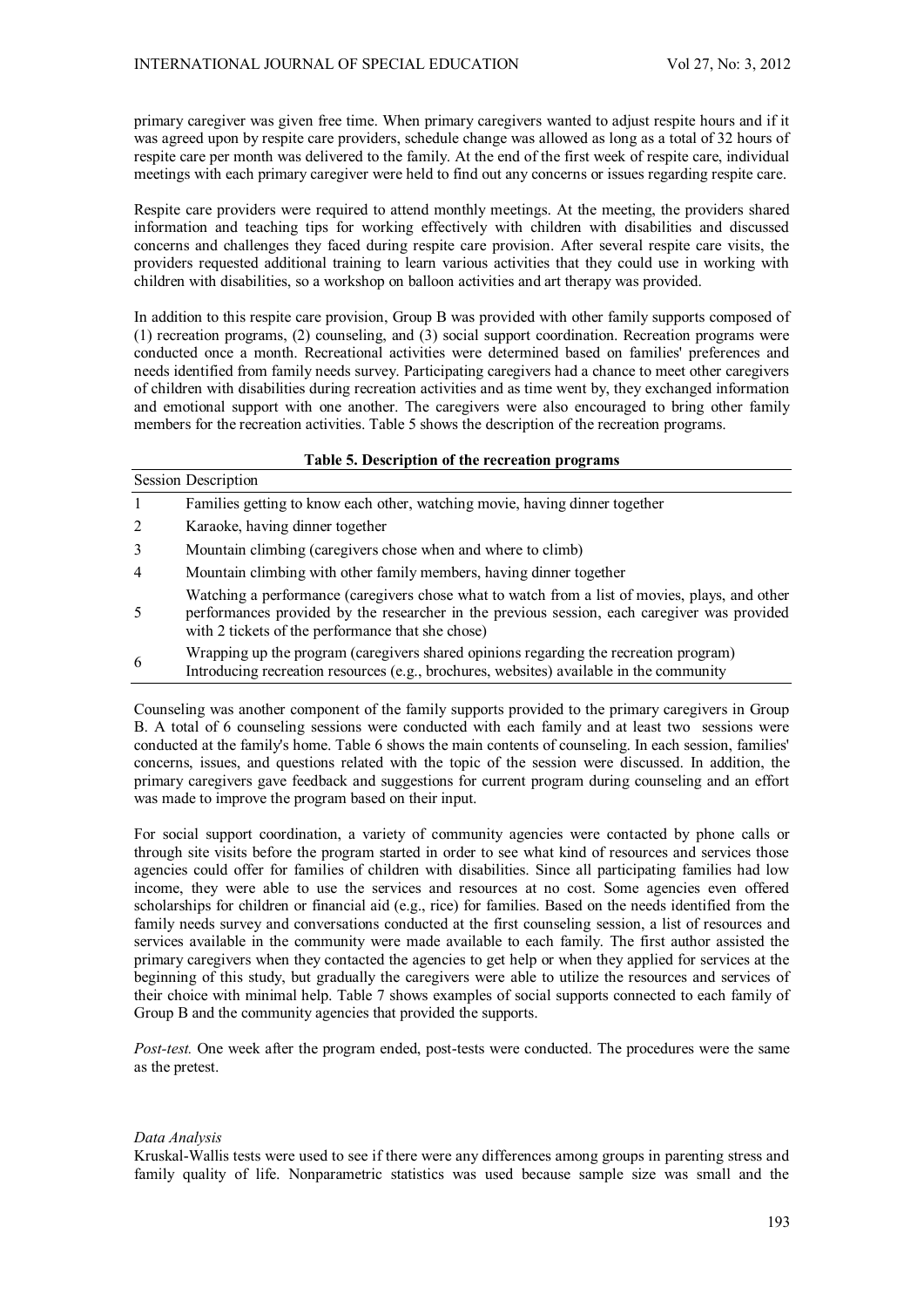primary caregiver was given free time. When primary caregivers wanted to adjust respite hours and if it was agreed upon by respite care providers, schedule change was allowed as long as a total of 32 hours of respite care per month was delivered to the family. At the end of the first week of respite care, individual meetings with each primary caregiver were held to find out any concerns or issues regarding respite care.

Respite care providers were required to attend monthly meetings. At the meeting, the providers shared information and teaching tips for working effectively with children with disabilities and discussed concerns and challenges they faced during respite care provision. After several respite care visits, the providers requested additional training to learn various activities that they could use in working with children with disabilities, so a workshop on balloon activities and art therapy was provided.

In addition to this respite care provision, Group B was provided with other family supports composed of (1) recreation programs, (2) counseling, and (3) social support coordination. Recreation programs were conducted once a month. Recreational activities were determined based on families' preferences and needs identified from family needs survey. Participating caregivers had a chance to meet other caregivers of children with disabilities during recreation activities and as time went by, they exchanged information and emotional support with one another. The caregivers were also encouraged to bring other family members for the recreation activities. Table 5 shows the description of the recreation programs.

**Table 5. Description of the recreation programs**

| Session | Description |
|---|---|
| 1 | Families getting to know each other, watching movie, having dinner together |
| 2 | Karaoke, having dinner together |
| 3 | Mountain climbing (caregivers chose when and where to climb) |
| 4 | Mountain climbing with other family members, having dinner together |
| 5 | Watching a performance (caregivers chose what to watch from a list of movies, plays, and other performances provided by the researcher in the previous session, each caregiver was provided with 2 tickets of the performance that she chose) |
| 6 | Wrapping up the program (caregivers shared opinions regarding the recreation program) Introducing recreation resources (e.g., brochures, websites) available in the community |

Counseling was another component of the family supports provided to the primary caregivers in Group B. A total of 6 counseling sessions were conducted with each family and at least two sessions were conducted at the family's home. Table 6 shows the main contents of counseling. In each session, families' concerns, issues, and questions related with the topic of the session were discussed. In addition, the primary caregivers gave feedback and suggestions for current program during counseling and an effort was made to improve the program based on their input.

For social support coordination, a variety of community agencies were contacted by phone calls or through site visits before the program started in order to see what kind of resources and services those agencies could offer for families of children with disabilities. Since all participating families had low income, they were able to use the services and resources at no cost. Some agencies even offered scholarships for children or financial aid (e.g., rice) for families. Based on the needs identified from the family needs survey and conversations conducted at the first counseling session, a list of resources and services available in the community were made available to each family. The first author assisted the primary caregivers when they contacted the agencies to get help or when they applied for services at the beginning of this study, but gradually the caregivers were able to utilize the resources and services of their choice with minimal help. Table 7 shows examples of social supports connected to each family of Group B and the community agencies that provided the supports.

*Post-test.* One week after the program ended, post-tests were conducted. The procedures were the same as the pretest.

*Data Analysis*

Kruskal-Wallis tests were used to see if there were any differences among groups in parenting stress and family quality of life. Nonparametric statistics was used because sample size was small and the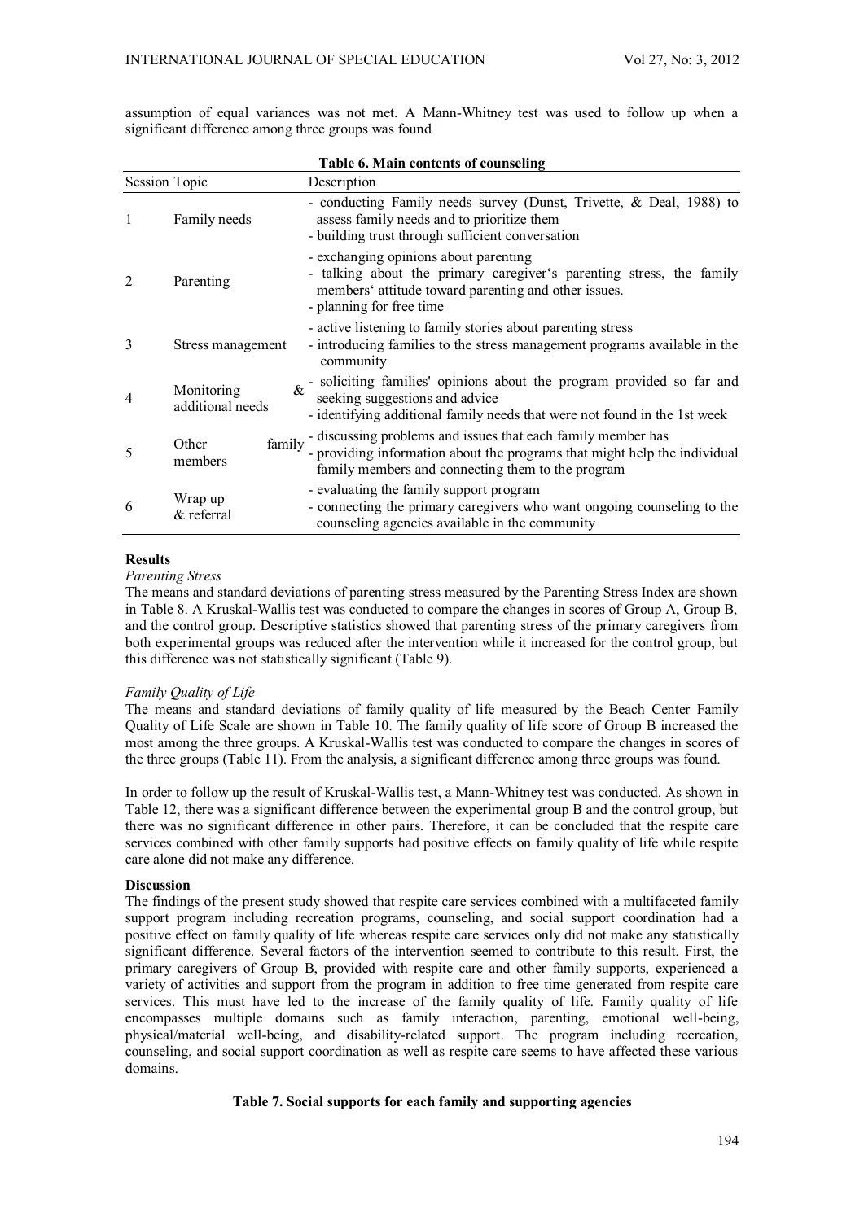assumption of equal variances was not met. A Mann-Whitney test was used to follow up when a significant difference among three groups was found

**Table 6. Main contents of counseling**

| Session | Topic | Description |
|---|---|---|
| 1 | Family needs | - conducting Family needs survey (Dunst, Trivette, & Deal, 1988) to assess family needs and to prioritize them<br>- building trust through sufficient conversation |
| 2 | Parenting | - exchanging opinions about parenting<br>- talking about the primary caregiver's parenting stress, the family members' attitude toward parenting and other issues.<br>- planning for free time |
| 3 | Stress management | - active listening to family stories about parenting stress<br>- introducing families to the stress management programs available in the community |
| 4 | Monitoring & additional needs | - soliciting families' opinions about the program provided so far and seeking suggestions and advice<br>- identifying additional family needs that were not found in the 1st week |
| 5 | Other family members | - discussing problems and issues that each family member has<br>- providing information about the programs that might help the individual family members and connecting them to the program |
| 6 | Wrap up & referral | - evaluating the family support program<br>- connecting the primary caregivers who want ongoing counseling to the counseling agencies available in the community |

## Results

*Parenting Stress*

The means and standard deviations of parenting stress measured by the Parenting Stress Index are shown in Table 8. A Kruskal-Wallis test was conducted to compare the changes in scores of Group A, Group B, and the control group. Descriptive statistics showed that parenting stress of the primary caregivers from both experimental groups was reduced after the intervention while it increased for the control group, but this difference was not statistically significant (Table 9).

*Family Quality of Life*

The means and standard deviations of family quality of life measured by the Beach Center Family Quality of Life Scale are shown in Table 10. The family quality of life score of Group B increased the most among the three groups. A Kruskal-Wallis test was conducted to compare the changes in scores of the three groups (Table 11). From the analysis, a significant difference among three groups was found.

In order to follow up the result of Kruskal-Wallis test, a Mann-Whitney test was conducted. As shown in Table 12, there was a significant difference between the experimental group B and the control group, but there was no significant difference in other pairs. Therefore, it can be concluded that the respite care services combined with other family supports had positive effects on family quality of life while respite care alone did not make any difference.

## Discussion

The findings of the present study showed that respite care services combined with a multifaceted family support program including recreation programs, counseling, and social support coordination had a positive effect on family quality of life whereas respite care services only did not make any statistically significant difference. Several factors of the intervention seemed to contribute to this result. First, the primary caregivers of Group B, provided with respite care and other family supports, experienced a variety of activities and support from the program in addition to free time generated from respite care services. This must have led to the increase of the family quality of life. Family quality of life encompasses multiple domains such as family interaction, parenting, emotional well-being, physical/material well-being, and disability-related support. The program including recreation, counseling, and social support coordination as well as respite care seems to have affected these various domains.

**Table 7. Social supports for each family and supporting agencies**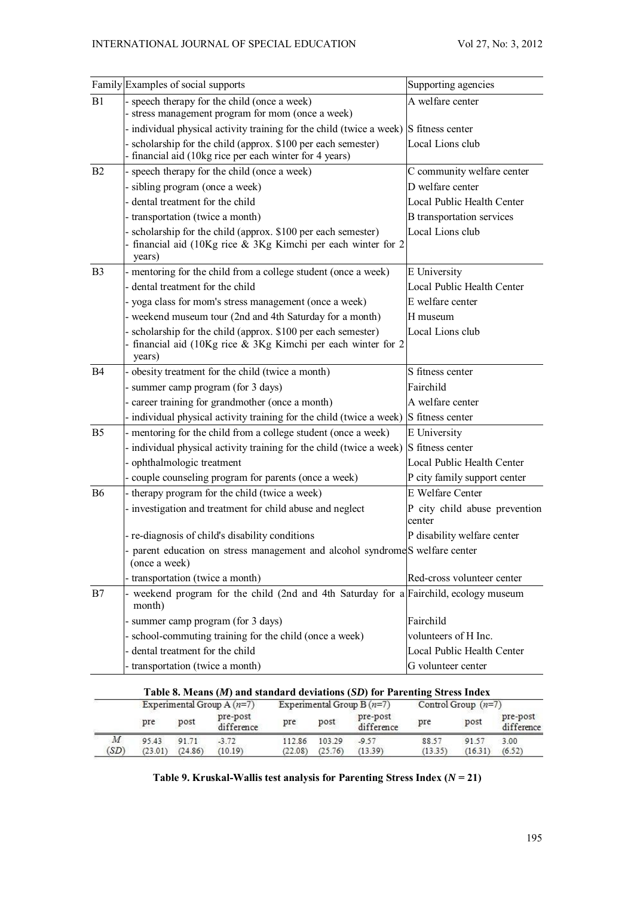| Family | Examples of social supports | Supporting agencies |
|---|---|---|
| B1 | - speech therapy for the child (once a week)<br>- stress management program for mom (once a week) | A welfare center |
| | - individual physical activity training for the child (twice a week) | S fitness center |
| | - scholarship for the child (approx. $100 per each semester)<br>- financial aid (10kg rice per each winter for 4 years) | Local Lions club |
| B2 | - speech therapy for the child (once a week) | C community welfare center |
| | - sibling program (once a week) | D welfare center |
| | - dental treatment for the child | Local Public Health Center |
| | - transportation (twice a month) | B transportation services |
| | - scholarship for the child (approx. $100 per each semester)<br>- financial aid (10Kg rice & 3Kg Kimchi per each winter for 2 years) | Local Lions club |
| B3 | - mentoring for the child from a college student (once a week) | E University |
| | - dental treatment for the child | Local Public Health Center |
| | - yoga class for mom's stress management (once a week) | E welfare center |
| | - weekend museum tour (2nd and 4th Saturday for a month) | H museum |
| | - scholarship for the child (approx. $100 per each semester)<br>- financial aid (10Kg rice & 3Kg Kimchi per each winter for 2 years) | Local Lions club |
| B4 | - obesity treatment for the child (twice a month) | S fitness center |
| | - summer camp program (for 3 days) | Fairchild |
| | - career training for grandmother (once a month) | A welfare center |
| | - individual physical activity training for the child (twice a week) | S fitness center |
| B5 | - mentoring for the child from a college student (once a week) | E University |
| | - individual physical activity training for the child (twice a week) | S fitness center |
| | - ophthalmologic treatment | Local Public Health Center |
| | - couple counseling program for parents (once a week) | P city family support center |
| B6 | - therapy program for the child (twice a week) | E Welfare Center |
| | - investigation and treatment for child abuse and neglect | P city child abuse prevention center |
| | - re-diagnosis of child's disability conditions | P disability welfare center |
| | - parent education on stress management and alcohol syndrome (once a week) | S welfare center |
| | - transportation (twice a month) | Red-cross volunteer center |
| B7 | - weekend program for the child (2nd and 4th Saturday for a month) | Fairchild, ecology museum |
| | - summer camp program (for 3 days) | Fairchild |
| | - school-commuting training for the child (once a week) | volunteers of H Inc. |
| | - dental treatment for the child | Local Public Health Center |
| | - transportation (twice a month) | G volunteer center |

**Table 8. Means (*M*) and standard deviations (*SD*) for Parenting Stress Index**

| | Experimental Group A ($n$=7) | | | Experimental Group B ($n$=7) | | | Control Group ($n$=7) | | |
|---|---|---|---|---|---|---|---|---|---|
| | pre | post | pre-post difference | pre | post | pre-post difference | pre | post | pre-post difference |
| $M$ | 95.43 | 91.71 | -3.72 | 112.86 | 103.29 | -9.57 | 88.57 | 91.57 | 3.00 |
| ($SD$) | (23.01) | (24.86) | (10.19) | (22.08) | (25.76) | (13.39) | (13.35) | (16.31) | (6.52) |

**Table 9. Kruskal-Wallis test analysis for Parenting Stress Index ($N$ = 21)**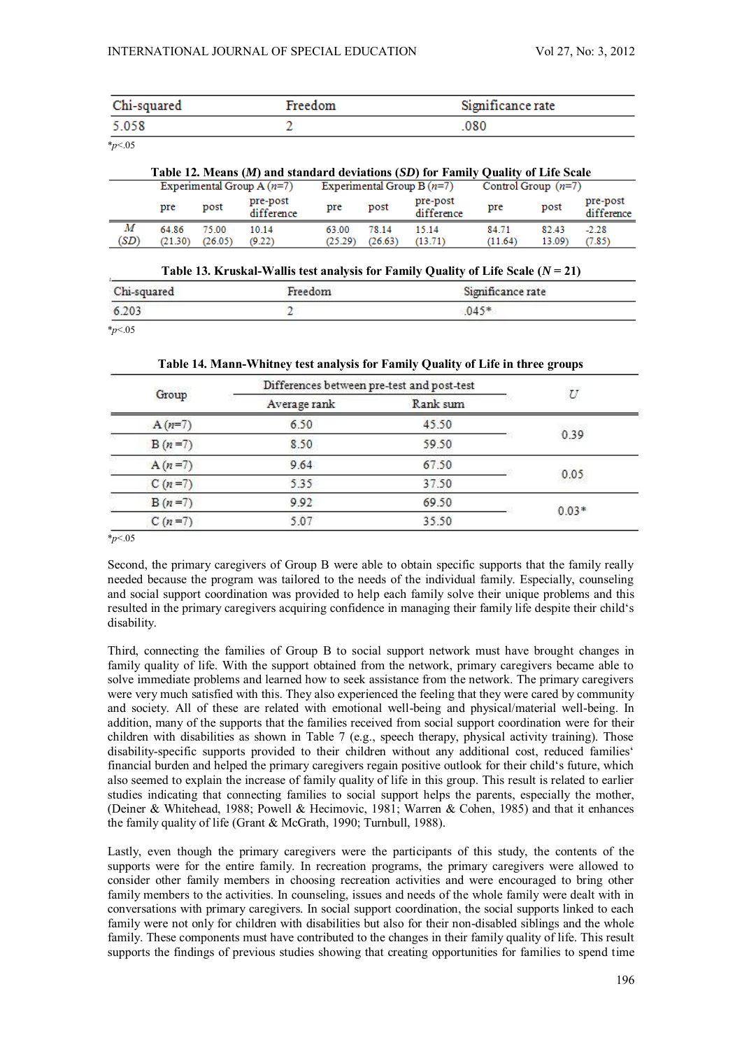| Chi-squared | Freedom | Significance rate |
|---|---|---|
| 5.058 | 2 | .080 |

*$p<.05$

**Table 12. Means (*M*) and standard deviations (*SD*) for Family Quality of Life Scale**

| | Experimental Group A ($n$=7) | | | Experimental Group B ($n$=7) | | | Control Group ($n$=7) | | |
|---|---|---|---|---|---|---|---|---|---|
| | pre | post | pre-post difference | pre | post | pre-post difference | pre | post | pre-post difference |
| *M* (*SD*) | 64.86 (21.30) | 75.00 (26.05) | 10.14 (9.22) | 63.00 (25.29) | 78.14 (26.63) | 15.14 (13.71) | 84.71 (11.64) | 82.43 13.09) | -2.28 (7.85) |

**Table 13. Kruskal-Wallis test analysis for Family Quality of Life Scale (*N* = 21)**

| Chi-squared | Freedom | Significance rate |
|---|---|---|
| 6.203 | 2 | .045* |

*$p<.05$

**Table 14. Mann-Whitney test analysis for Family Quality of Life in three groups**

| Group | Differences between pre-test and post-test | | $U$ |
|---|---|---|---|
| | Average rank | Rank sum | |
| A ($n$=7) | 6.50 | 45.50 | 0.39 |
| B ($n$ =7) | 8.50 | 59.50 | |
| A ($n$ =7) | 9.64 | 67.50 | 0.05 |
| C ($n$ =7) | 5.35 | 37.50 | |
| B ($n$ =7) | 9.92 | 69.50 | 0.03* |
| C ($n$ =7) | 5.07 | 35.50 | |

*$p<.05$

Second, the primary caregivers of Group B were able to obtain specific supports that the family really needed because the program was tailored to the needs of the individual family. Especially, counseling and social support coordination was provided to help each family solve their unique problems and this resulted in the primary caregivers acquiring confidence in managing their family life despite their child's disability.

Third, connecting the families of Group B to social support network must have brought changes in family quality of life. With the support obtained from the network, primary caregivers became able to solve immediate problems and learned how to seek assistance from the network. The primary caregivers were very much satisfied with this. They also experienced the feeling that they were cared by community and society. All of these are related with emotional well-being and physical/material well-being. In addition, many of the supports that the families received from social support coordination were for their children with disabilities as shown in Table 7 (e.g., speech therapy, physical activity training). Those disability-specific supports provided to their children without any additional cost, reduced families' financial burden and helped the primary caregivers regain positive outlook for their child's future, which also seemed to explain the increase of family quality of life in this group. This result is related to earlier studies indicating that connecting families to social support helps the parents, especially the mother, (Deiner & Whitehead, 1988; Powell & Hecimovic, 1981; Warren & Cohen, 1985) and that it enhances the family quality of life (Grant & McGrath, 1990; Turnbull, 1988).

Lastly, even though the primary caregivers were the participants of this study, the contents of the supports were for the entire family. In recreation programs, the primary caregivers were allowed to consider other family members in choosing recreation activities and were encouraged to bring other family members to the activities. In counseling, issues and needs of the whole family were dealt with in conversations with primary caregivers. In social support coordination, the social supports linked to each family were not only for children with disabilities but also for their non-disabled siblings and the whole family. These components must have contributed to the changes in their family quality of life. This result supports the findings of previous studies showing that creating opportunities for families to spend time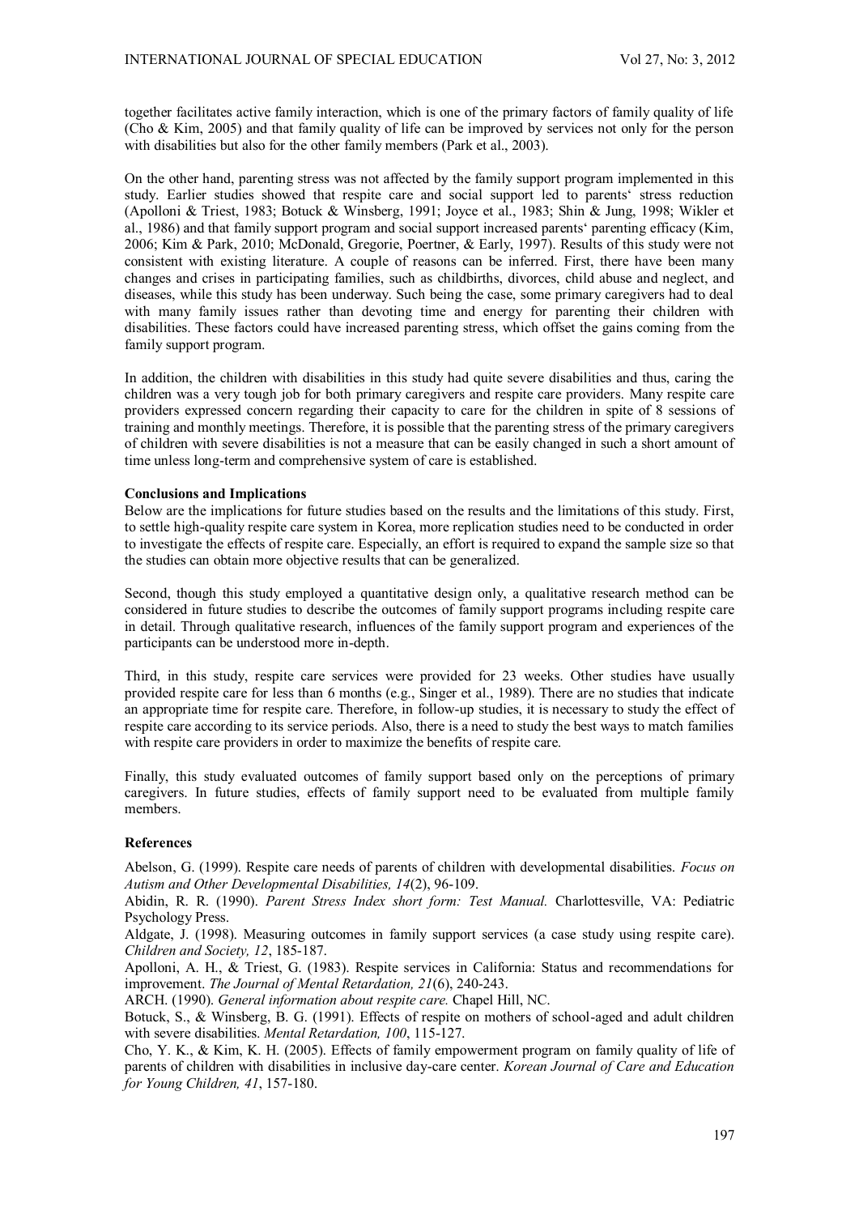together facilitates active family interaction, which is one of the primary factors of family quality of life (Cho & Kim, 2005) and that family quality of life can be improved by services not only for the person with disabilities but also for the other family members (Park et al., 2003).

On the other hand, parenting stress was not affected by the family support program implemented in this study. Earlier studies showed that respite care and social support led to parents' stress reduction (Apolloni & Triest, 1983; Botuck & Winsberg, 1991; Joyce et al., 1983; Shin & Jung, 1998; Wikler et al., 1986) and that family support program and social support increased parents' parenting efficacy (Kim, 2006; Kim & Park, 2010; McDonald, Gregorie, Poertner, & Early, 1997). Results of this study were not consistent with existing literature. A couple of reasons can be inferred. First, there have been many changes and crises in participating families, such as childbirths, divorces, child abuse and neglect, and diseases, while this study has been underway. Such being the case, some primary caregivers had to deal with many family issues rather than devoting time and energy for parenting their children with disabilities. These factors could have increased parenting stress, which offset the gains coming from the family support program.

In addition, the children with disabilities in this study had quite severe disabilities and thus, caring the children was a very tough job for both primary caregivers and respite care providers. Many respite care providers expressed concern regarding their capacity to care for the children in spite of 8 sessions of training and monthly meetings. Therefore, it is possible that the parenting stress of the primary caregivers of children with severe disabilities is not a measure that can be easily changed in such a short amount of time unless long-term and comprehensive system of care is established.

**Conclusions and Implications**

Below are the implications for future studies based on the results and the limitations of this study. First, to settle high-quality respite care system in Korea, more replication studies need to be conducted in order to investigate the effects of respite care. Especially, an effort is required to expand the sample size so that the studies can obtain more objective results that can be generalized.

Second, though this study employed a quantitative design only, a qualitative research method can be considered in future studies to describe the outcomes of family support programs including respite care in detail. Through qualitative research, influences of the family support program and experiences of the participants can be understood more in-depth.

Third, in this study, respite care services were provided for 23 weeks. Other studies have usually provided respite care for less than 6 months (e.g., Singer et al., 1989). There are no studies that indicate an appropriate time for respite care. Therefore, in follow-up studies, it is necessary to study the effect of respite care according to its service periods. Also, there is a need to study the best ways to match families with respite care providers in order to maximize the benefits of respite care.

Finally, this study evaluated outcomes of family support based only on the perceptions of primary caregivers. In future studies, effects of family support need to be evaluated from multiple family members.

**References**

Abelson, G. (1999). Respite care needs of parents of children with developmental disabilities. *Focus on Autism and Other Developmental Disabilities, 14*(2), 96-109.

Abidin, R. R. (1990). *Parent Stress Index short form: Test Manual.* Charlottesville, VA: Pediatric Psychology Press.

Aldgate, J. (1998). Measuring outcomes in family support services (a case study using respite care). *Children and Society, 12*, 185-187.

Apolloni, A. H., & Triest, G. (1983). Respite services in California: Status and recommendations for improvement. *The Journal of Mental Retardation, 21*(6), 240-243.

ARCH. (1990). *General information about respite care.* Chapel Hill, NC.

Botuck, S., & Winsberg, B. G. (1991). Effects of respite on mothers of school-aged and adult children with severe disabilities. *Mental Retardation, 100*, 115-127.

Cho, Y. K., & Kim, K. H. (2005). Effects of family empowerment program on family quality of life of parents of children with disabilities in inclusive day-care center. *Korean Journal of Care and Education for Young Children, 41*, 157-180.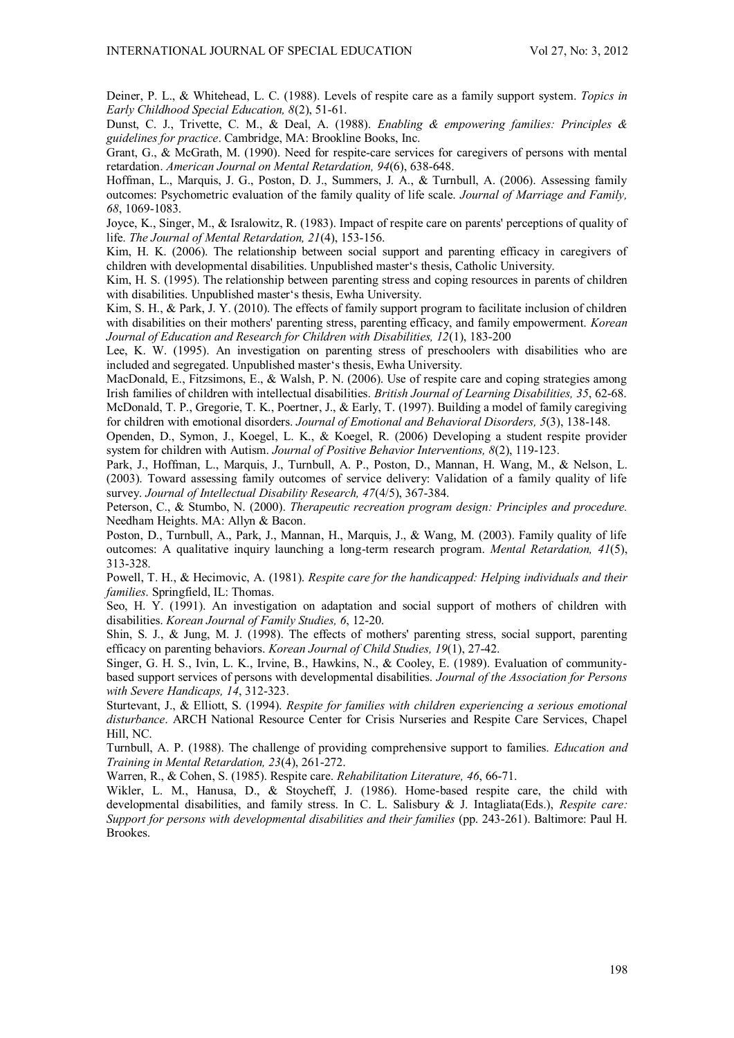Deiner, P. L., & Whitehead, L. C. (1988). Levels of respite care as a family support system. *Topics in Early Childhood Special Education, 8*(2), 51-61.

Dunst, C. J., Trivette, C. M., & Deal, A. (1988). *Enabling & empowering families: Principles & guidelines for practice*. Cambridge, MA: Brookline Books, Inc.

Grant, G., & McGrath, M. (1990). Need for respite-care services for caregivers of persons with mental retardation. *American Journal on Mental Retardation, 94*(6), 638-648.

Hoffman, L., Marquis, J. G., Poston, D. J., Summers, J. A., & Turnbull, A. (2006). Assessing family outcomes: Psychometric evaluation of the family quality of life scale. *Journal of Marriage and Family, 68*, 1069-1083.

Joyce, K., Singer, M., & Isralowitz, R. (1983). Impact of respite care on parents' perceptions of quality of life. *The Journal of Mental Retardation, 21*(4), 153-156.

Kim, H. K. (2006). The relationship between social support and parenting efficacy in caregivers of children with developmental disabilities. Unpublished master's thesis, Catholic University.

Kim, H. S. (1995). The relationship between parenting stress and coping resources in parents of children with disabilities. Unpublished master's thesis, Ewha University.

Kim, S. H., & Park, J. Y. (2010). The effects of family support program to facilitate inclusion of children with disabilities on their mothers' parenting stress, parenting efficacy, and family empowerment. *Korean Journal of Education and Research for Children with Disabilities, 12*(1), 183-200

Lee, K. W. (1995). An investigation on parenting stress of preschoolers with disabilities who are included and segregated. Unpublished master's thesis, Ewha University.

MacDonald, E., Fitzsimons, E., & Walsh, P. N. (2006). Use of respite care and coping strategies among Irish families of children with intellectual disabilities. *British Journal of Learning Disabilities, 35*, 62-68.

McDonald, T. P., Gregorie, T. K., Poertner, J., & Early, T. (1997). Building a model of family caregiving for children with emotional disorders. *Journal of Emotional and Behavioral Disorders, 5*(3), 138-148.

Openden, D., Symon, J., Koegel, L. K., & Koegel, R. (2006) Developing a student respite provider system for children with Autism. *Journal of Positive Behavior Interventions, 8*(2), 119-123.

Park, J., Hoffman, L., Marquis, J., Turnbull, A. P., Poston, D., Mannan, H. Wang, M., & Nelson, L. (2003). Toward assessing family outcomes of service delivery: Validation of a family quality of life survey. *Journal of Intellectual Disability Research, 47*(4/5), 367-384.

Peterson, C., & Stumbo, N. (2000). *Therapeutic recreation program design: Principles and procedure.* Needham Heights. MA: Allyn & Bacon.

Poston, D., Turnbull, A., Park, J., Mannan, H., Marquis, J., & Wang, M. (2003). Family quality of life outcomes: A qualitative inquiry launching a long-term research program. *Mental Retardation, 41*(5), 313-328.

Powell, T. H., & Hecimovic, A. (1981). *Respite care for the handicapped: Helping individuals and their families*. Springfield, IL: Thomas.

Seo, H. Y. (1991). An investigation on adaptation and social support of mothers of children with disabilities. *Korean Journal of Family Studies, 6*, 12-20.

Shin, S. J., & Jung, M. J. (1998). The effects of mothers' parenting stress, social support, parenting efficacy on parenting behaviors. *Korean Journal of Child Studies, 19*(1), 27-42.

Singer, G. H. S., Ivin, L. K., Irvine, B., Hawkins, N., & Cooley, E. (1989). Evaluation of community-based support services of persons with developmental disabilities. *Journal of the Association for Persons with Severe Handicaps, 14*, 312-323.

Sturtevant, J., & Elliott, S. (1994). *Respite for families with children experiencing a serious emotional disturbance*. ARCH National Resource Center for Crisis Nurseries and Respite Care Services, Chapel Hill, NC.

Turnbull, A. P. (1988). The challenge of providing comprehensive support to families. *Education and Training in Mental Retardation, 23*(4), 261-272.

Warren, R., & Cohen, S. (1985). Respite care. *Rehabilitation Literature, 46*, 66-71.

Wikler, L. M., Hanusa, D., & Stoycheff, J. (1986). Home-based respite care, the child with developmental disabilities, and family stress. In C. L. Salisbury & J. Intagliata(Eds.), *Respite care: Support for persons with developmental disabilities and their families* (pp. 243-261). Baltimore: Paul H. Brookes.